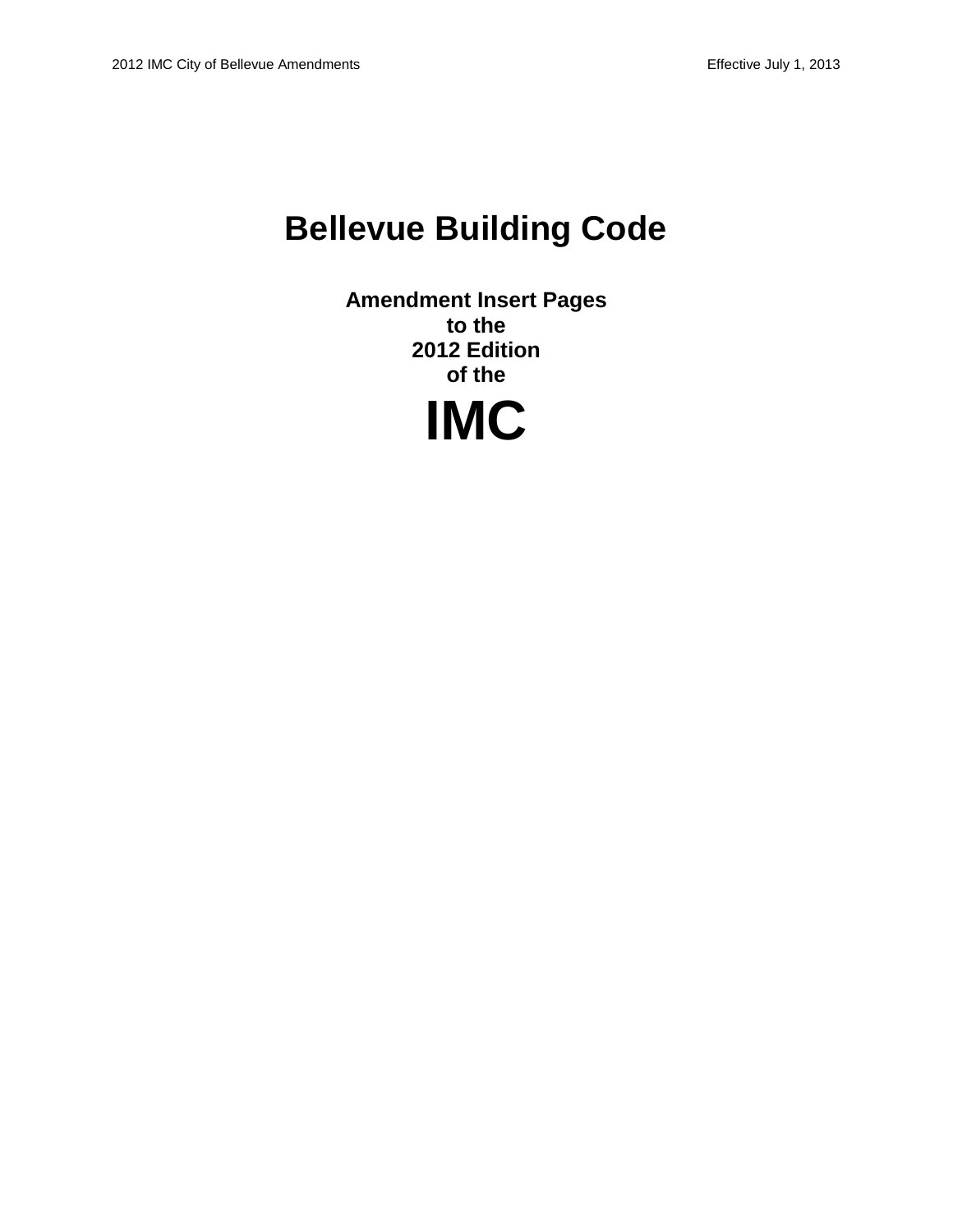# Bellevue Building Code

## Amendment Insert Pages
## to the
## 2012 Edition
## of the

# IMC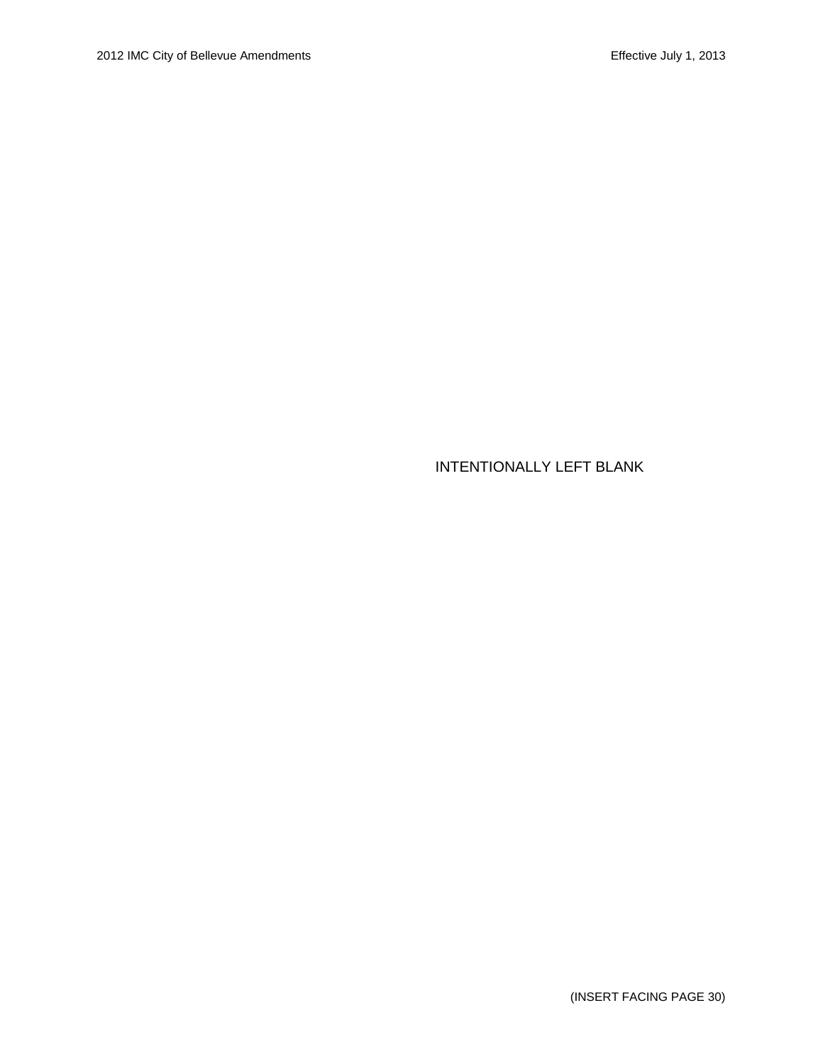INTENTIONALLY LEFT BLANK

(INSERT FACING PAGE 30)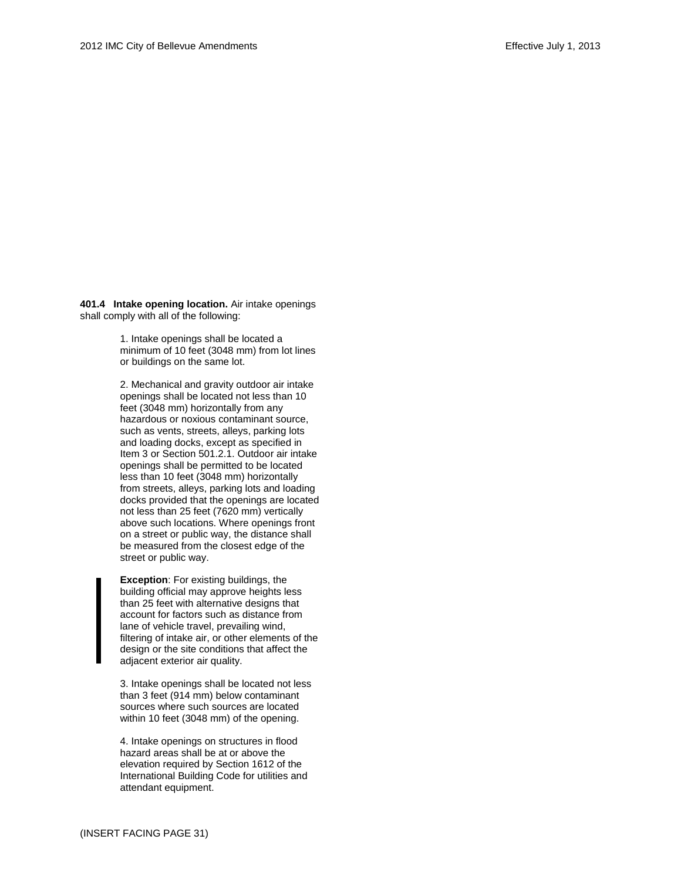**401.4 Intake opening location.** Air intake openings shall comply with all of the following:

1. Intake openings shall be located a minimum of 10 feet (3048 mm) from lot lines or buildings on the same lot.

2. Mechanical and gravity outdoor air intake openings shall be located not less than 10 feet (3048 mm) horizontally from any hazardous or noxious contaminant source, such as vents, streets, alleys, parking lots and loading docks, except as specified in Item 3 or Section 501.2.1. Outdoor air intake openings shall be permitted to be located less than 10 feet (3048 mm) horizontally from streets, alleys, parking lots and loading docks provided that the openings are located not less than 25 feet (7620 mm) vertically above such locations. Where openings front on a street or public way, the distance shall be measured from the closest edge of the street or public way.

   **Exception**: For existing buildings, the building official may approve heights less than 25 feet with alternative designs that account for factors such as distance from lane of vehicle travel, prevailing wind, filtering of intake air, or other elements of the design or the site conditions that affect the adjacent exterior air quality.

3. Intake openings shall be located not less than 3 feet (914 mm) below contaminant sources where such sources are located within 10 feet (3048 mm) of the opening.

4. Intake openings on structures in flood hazard areas shall be at or above the elevation required by Section 1612 of the International Building Code for utilities and attendant equipment.

(INSERT FACING PAGE 31)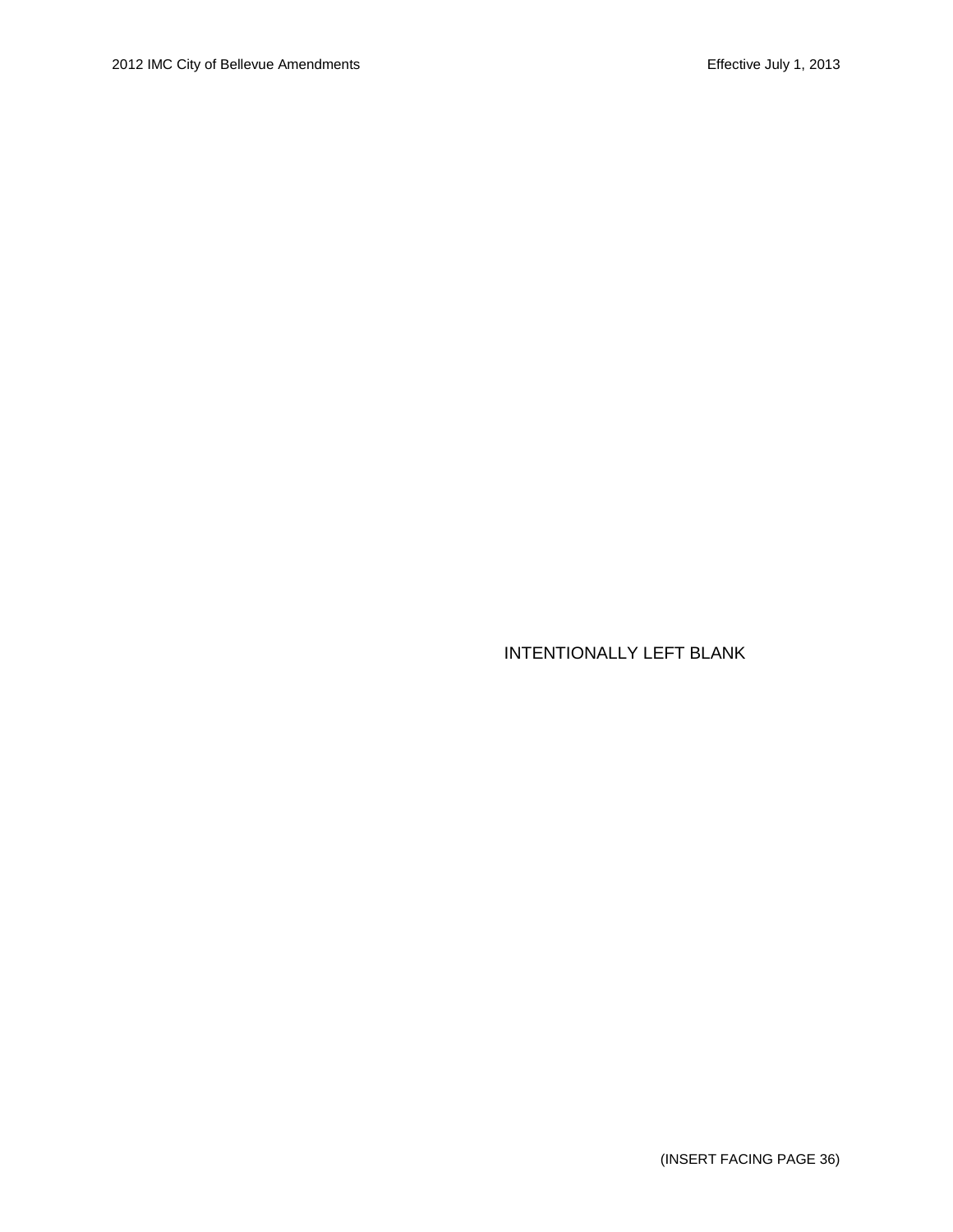INTENTIONALLY LEFT BLANK

(INSERT FACING PAGE 36)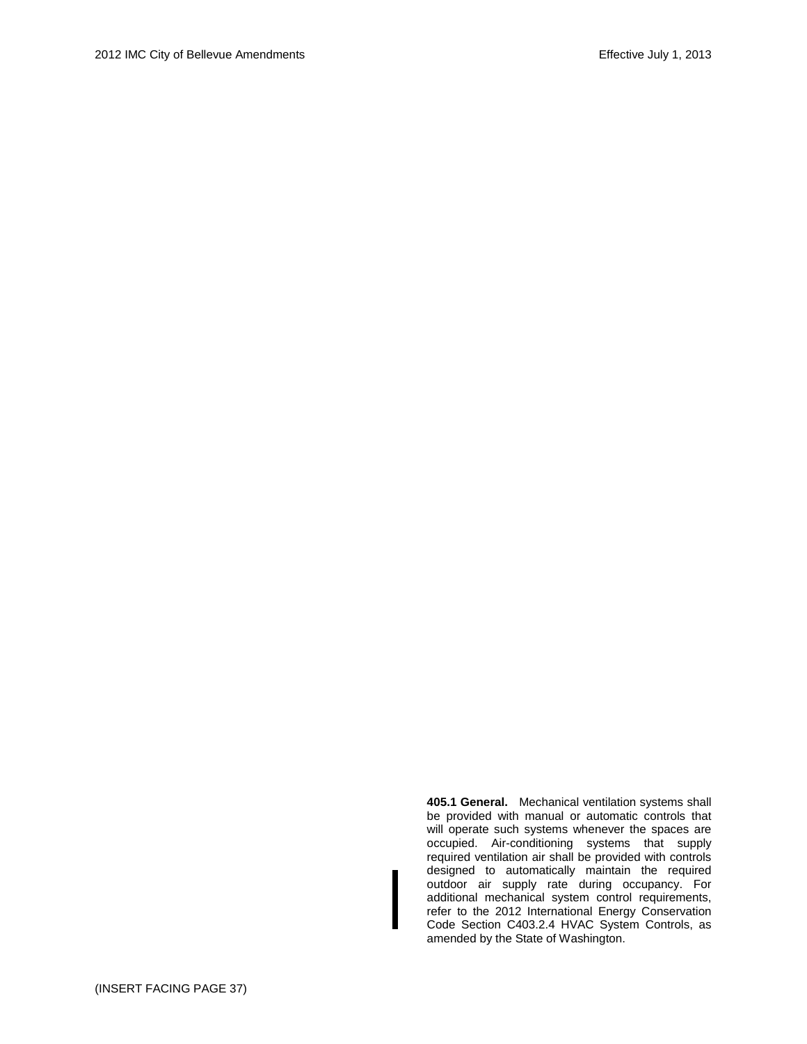**405.1 General.** Mechanical ventilation systems shall be provided with manual or automatic controls that will operate such systems whenever the spaces are occupied. Air-conditioning systems that supply required ventilation air shall be provided with controls designed to automatically maintain the required outdoor air supply rate during occupancy. For additional mechanical system control requirements, refer to the 2012 International Energy Conservation Code Section C403.2.4 HVAC System Controls, as amended by the State of Washington.

(INSERT FACING PAGE 37)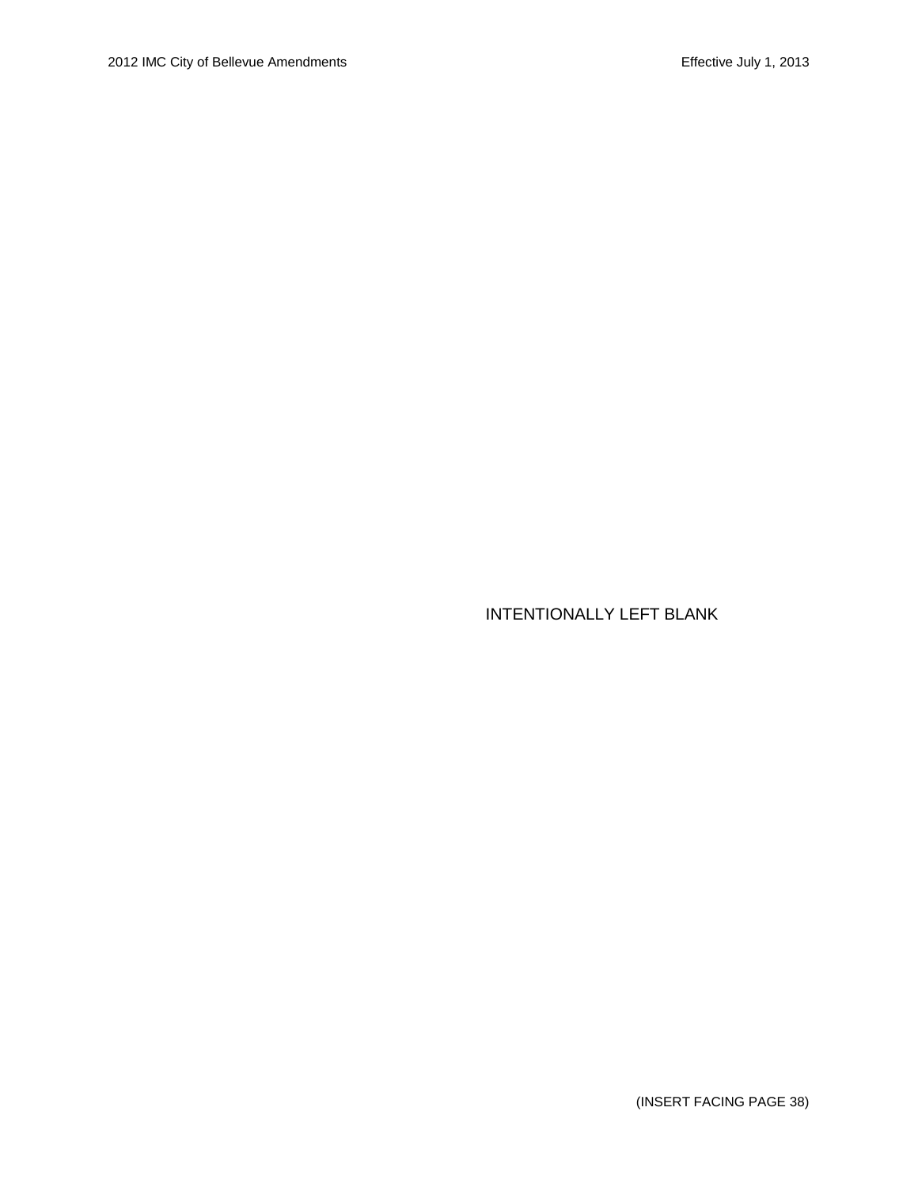INTENTIONALLY LEFT BLANK

(INSERT FACING PAGE 38)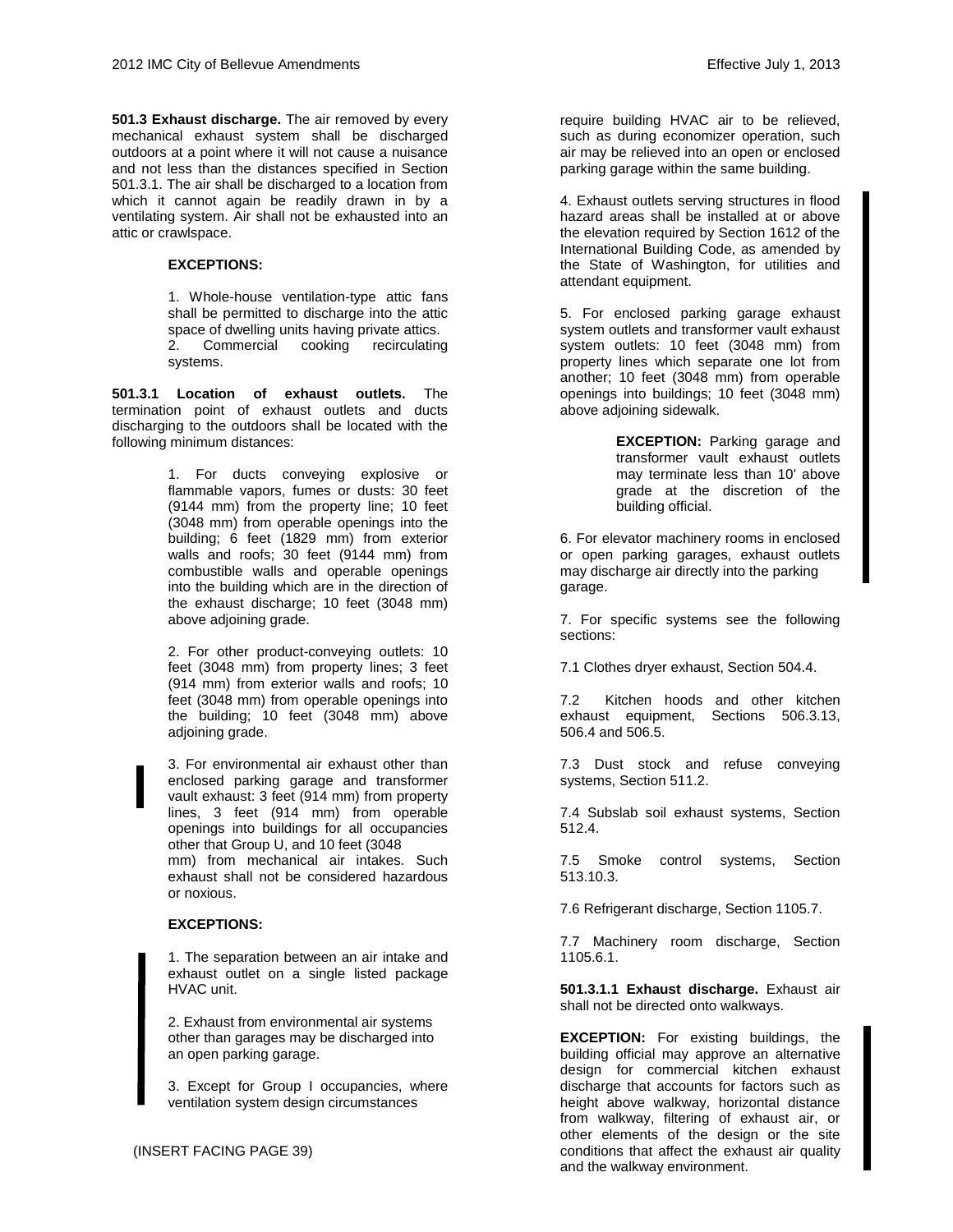**501.3 Exhaust discharge.** The air removed by every mechanical exhaust system shall be discharged outdoors at a point where it will not cause a nuisance and not less than the distances specified in Section 501.3.1. The air shall be discharged to a location from which it cannot again be readily drawn in by a ventilating system. Air shall not be exhausted into an attic or crawlspace.

**EXCEPTIONS:**

1. Whole-house ventilation-type attic fans shall be permitted to discharge into the attic space of dwelling units having private attics.
2. Commercial cooking recirculating systems.

**501.3.1 Location of exhaust outlets.** The termination point of exhaust outlets and ducts discharging to the outdoors shall be located with the following minimum distances:

1. For ducts conveying explosive or flammable vapors, fumes or dusts: 30 feet (9144 mm) from the property line; 10 feet (3048 mm) from operable openings into the building; 6 feet (1829 mm) from exterior walls and roofs; 30 feet (9144 mm) from combustible walls and operable openings into the building which are in the direction of the exhaust discharge; 10 feet (3048 mm) above adjoining grade.

2. For other product-conveying outlets: 10 feet (3048 mm) from property lines; 3 feet (914 mm) from exterior walls and roofs; 10 feet (3048 mm) from operable openings into the building; 10 feet (3048 mm) above adjoining grade.

3. For environmental air exhaust other than enclosed parking garage and transformer vault exhaust: 3 feet (914 mm) from property lines, 3 feet (914 mm) from operable openings into buildings for all occupancies other that Group U, and 10 feet (3048 mm) from mechanical air intakes. Such exhaust shall not be considered hazardous or noxious.

**EXCEPTIONS:**

1. The separation between an air intake and exhaust outlet on a single listed package HVAC unit.

2. Exhaust from environmental air systems other than garages may be discharged into an open parking garage.

3. Except for Group I occupancies, where ventilation system design circumstances require building HVAC air to be relieved, such as during economizer operation, such air may be relieved into an open or enclosed parking garage within the same building.

4. Exhaust outlets serving structures in flood hazard areas shall be installed at or above the elevation required by Section 1612 of the International Building Code, as amended by the State of Washington, for utilities and attendant equipment.

5. For enclosed parking garage exhaust system outlets and transformer vault exhaust system outlets: 10 feet (3048 mm) from property lines which separate one lot from another; 10 feet (3048 mm) from operable openings into buildings; 10 feet (3048 mm) above adjoining sidewalk.

> **EXCEPTION:** Parking garage and transformer vault exhaust outlets may terminate less than 10' above grade at the discretion of the building official.

6. For elevator machinery rooms in enclosed or open parking garages, exhaust outlets may discharge air directly into the parking garage.

7. For specific systems see the following sections:

7.1 Clothes dryer exhaust, Section 504.4.

7.2 Kitchen hoods and other kitchen exhaust equipment, Sections 506.3.13, 506.4 and 506.5.

7.3 Dust stock and refuse conveying systems, Section 511.2.

7.4 Subslab soil exhaust systems, Section 512.4.

7.5 Smoke control systems, Section 513.10.3.

7.6 Refrigerant discharge, Section 1105.7.

7.7 Machinery room discharge, Section 1105.6.1.

**501.3.1.1 Exhaust discharge.** Exhaust air shall not be directed onto walkways.

**EXCEPTION:** For existing buildings, the building official may approve an alternative design for commercial kitchen exhaust discharge that accounts for factors such as height above walkway, horizontal distance from walkway, filtering of exhaust air, or other elements of the design or the site conditions that affect the exhaust air quality and the walkway environment.

(INSERT FACING PAGE 39)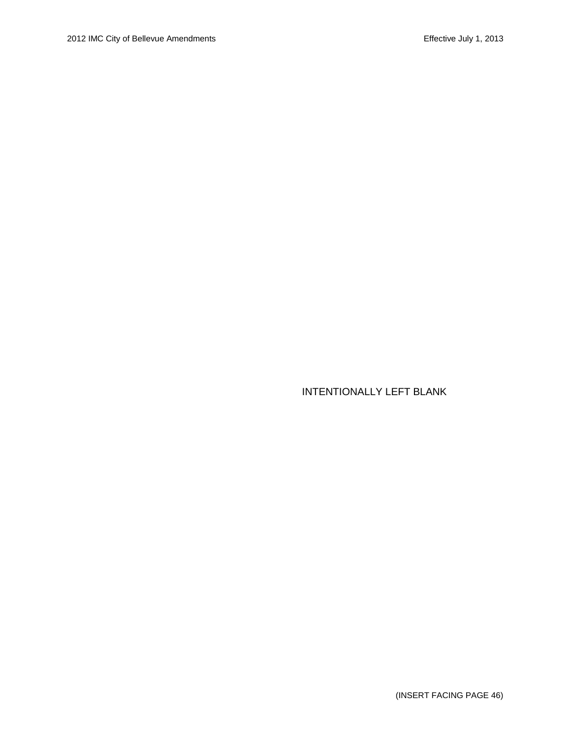INTENTIONALLY LEFT BLANK

(INSERT FACING PAGE 46)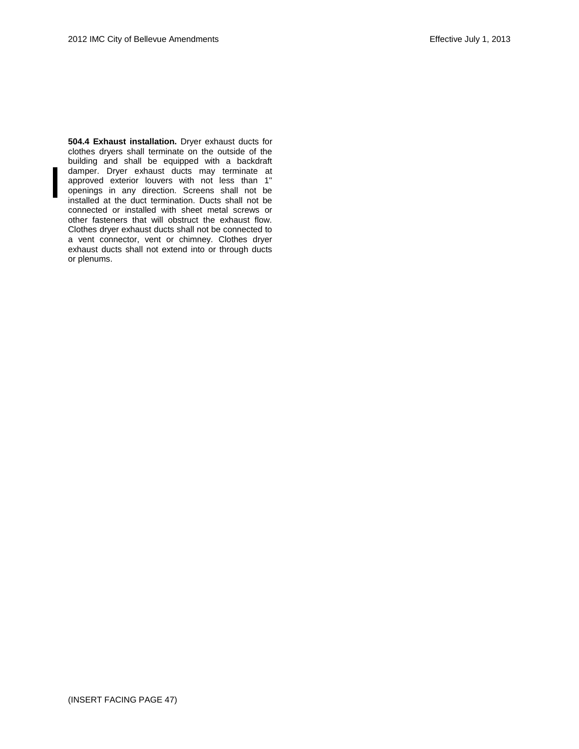**504.4 Exhaust installation.** Dryer exhaust ducts for clothes dryers shall terminate on the outside of the building and shall be equipped with a backdraft damper. Dryer exhaust ducts may terminate at approved exterior louvers with not less than 1" openings in any direction. Screens shall not be installed at the duct termination. Ducts shall not be connected or installed with sheet metal screws or other fasteners that will obstruct the exhaust flow. Clothes dryer exhaust ducts shall not be connected to a vent connector, vent or chimney. Clothes dryer exhaust ducts shall not extend into or through ducts or plenums.

(INSERT FACING PAGE 47)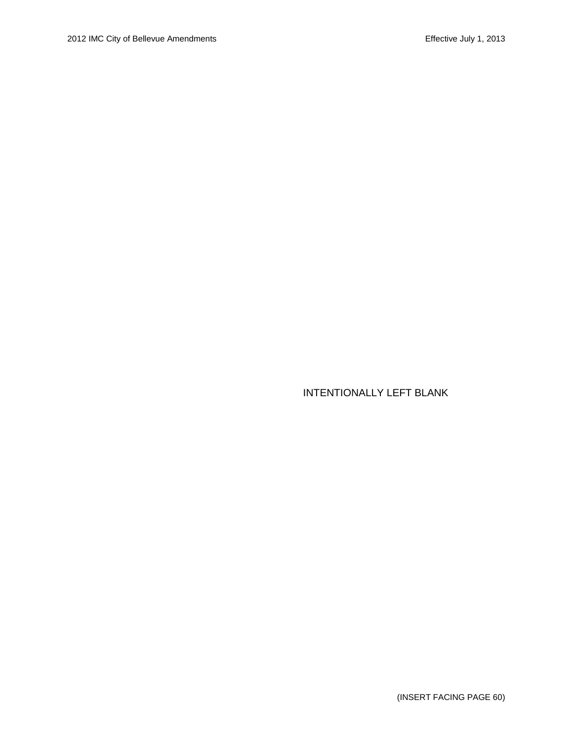INTENTIONALLY LEFT BLANK

(INSERT FACING PAGE 60)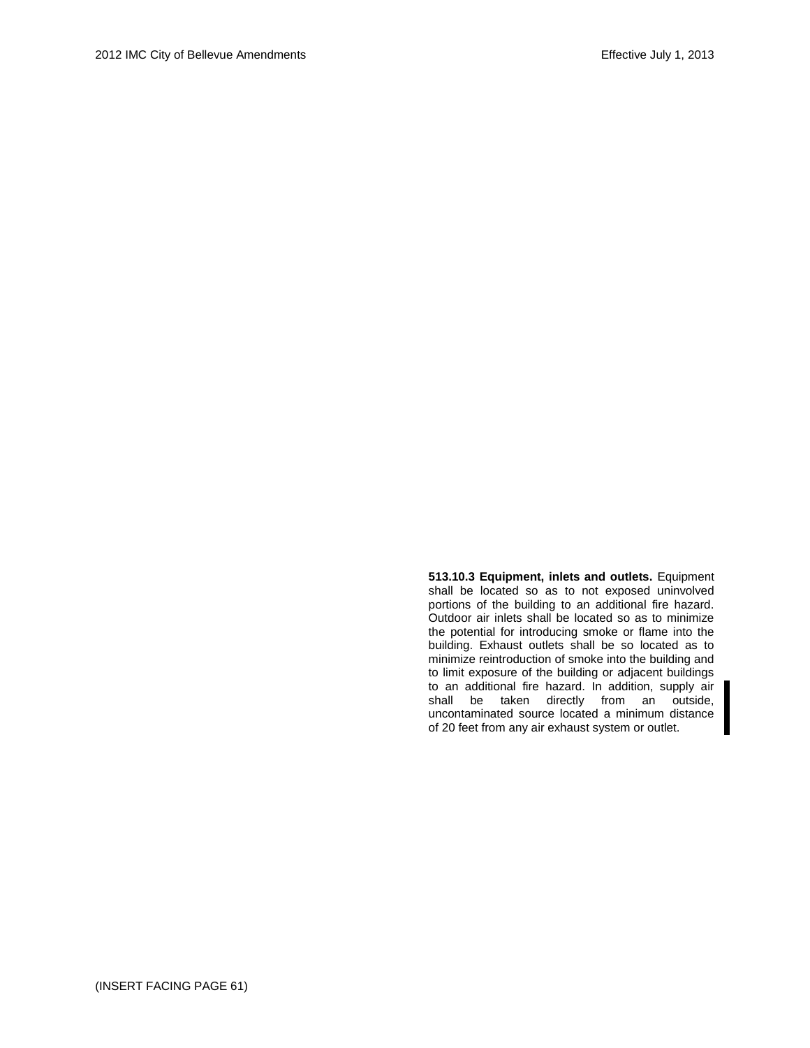**513.10.3 Equipment, inlets and outlets.** Equipment shall be located so as to not exposed uninvolved portions of the building to an additional fire hazard. Outdoor air inlets shall be located so as to minimize the potential for introducing smoke or flame into the building. Exhaust outlets shall be so located as to minimize reintroduction of smoke into the building and to limit exposure of the building or adjacent buildings to an additional fire hazard. In addition, supply air shall be taken directly from an outside, uncontaminated source located a minimum distance of 20 feet from any air exhaust system or outlet.

(INSERT FACING PAGE 61)